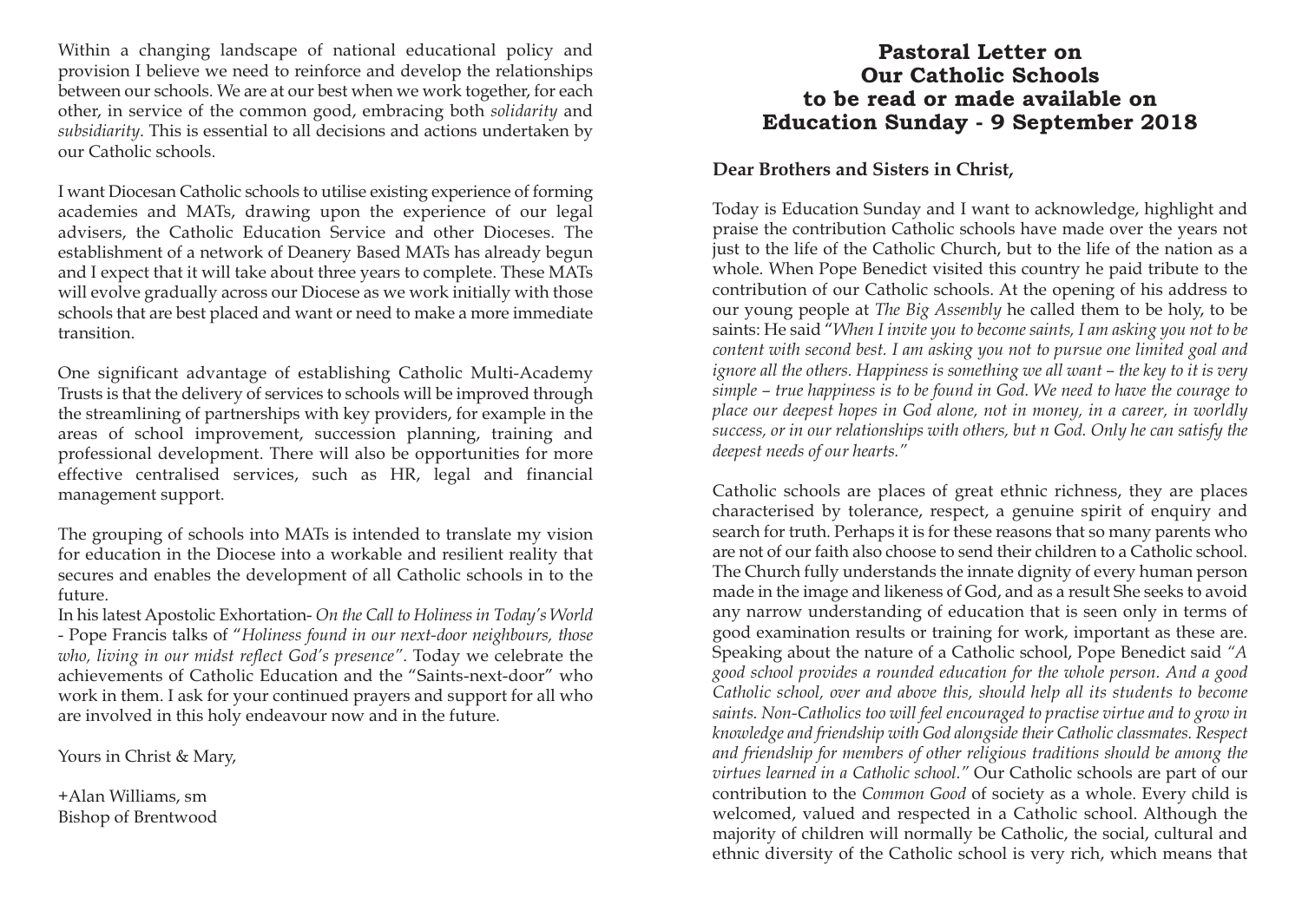# Pastoral Letter on Our Catholic Schools to be read or made available on Education Sunday - 9 September 2018

**Dear Brothers and Sisters in Christ,**

Today is Education Sunday and I want to acknowledge, highlight and praise the contribution Catholic schools have made over the years not just to the life of the Catholic Church, but to the life of the nation as a whole. When Pope Benedict visited this country he paid tribute to the contribution of our Catholic schools. At the opening of his address to our young people at *The Big Assembly* he called them to be holy, to be saints: He said "*When I invite you to become saints, I am asking you not to be content with second best. I am asking you not to pursue one limited goal and ignore all the others. Happiness is something we all want – the key to it is very simple – true happiness is to be found in God. We need to have the courage to place our deepest hopes in God alone, not in money, in a career, in worldly success, or in our relationships with others, but n God. Only he can satisfy the deepest needs of our hearts.*"

Catholic schools are places of great ethnic richness, they are places characterised by tolerance, respect, a genuine spirit of enquiry and search for truth. Perhaps it is for these reasons that so many parents who are not of our faith also choose to send their children to a Catholic school. The Church fully understands the innate dignity of every human person made in the image and likeness of God, and as a result She seeks to avoid any narrow understanding of education that is seen only in terms of good examination results or training for work, important as these are. Speaking about the nature of a Catholic school, Pope Benedict said *"A good school provides a rounded education for the whole person. And a good Catholic school, over and above this, should help all its students to become saints. Non-Catholics too will feel encouraged to practise virtue and to grow in knowledge and friendship with God alongside their Catholic classmates. Respect and friendship for members of other religious traditions should be among the virtues learned in a Catholic school."* Our Catholic schools are part of our contribution to the *Common Good* of society as a whole. Every child is welcomed, valued and respected in a Catholic school. Although the majority of children will normally be Catholic, the social, cultural and ethnic diversity of the Catholic school is very rich, which means that

Within a changing landscape of national educational policy and provision I believe we need to reinforce and develop the relationships between our schools. We are at our best when we work together, for each other, in service of the common good, embracing both *solidarity* and *subsidiarity*. This is essential to all decisions and actions undertaken by our Catholic schools.

I want Diocesan Catholic schools to utilise existing experience of forming academies and MATs, drawing upon the experience of our legal advisers, the Catholic Education Service and other Dioceses. The establishment of a network of Deanery Based MATs has already begun and I expect that it will take about three years to complete. These MATs will evolve gradually across our Diocese as we work initially with those schools that are best placed and want or need to make a more immediate transition.

One significant advantage of establishing Catholic Multi-Academy Trusts is that the delivery of services to schools will be improved through the streamlining of partnerships with key providers, for example in the areas of school improvement, succession planning, training and professional development. There will also be opportunities for more effective centralised services, such as HR, legal and financial management support.

The grouping of schools into MATs is intended to translate my vision for education in the Diocese into a workable and resilient reality that secures and enables the development of all Catholic schools in to the future.

In his latest Apostolic Exhortation- *On the Call to Holiness in Today's World* - Pope Francis talks of "*Holiness found in our next-door neighbours, those who, living in our midst reflect God's presence*". Today we celebrate the achievements of Catholic Education and the "Saints-next-door" who work in them. I ask for your continued prayers and support for all who are involved in this holy endeavour now and in the future.

Yours in Christ & Mary,

+Alan Williams, sm
Bishop of Brentwood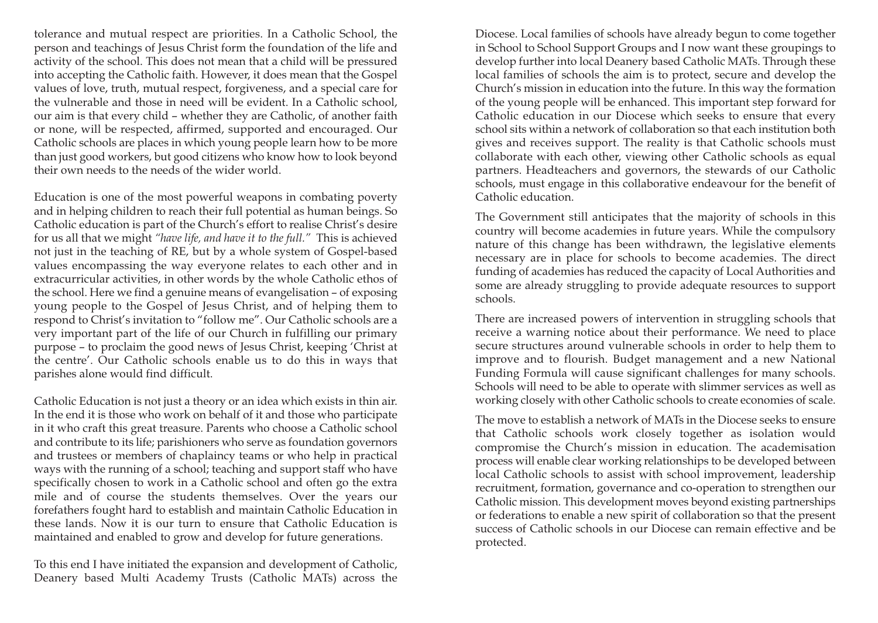tolerance and mutual respect are priorities. In a Catholic School, the person and teachings of Jesus Christ form the foundation of the life and activity of the school. This does not mean that a child will be pressured into accepting the Catholic faith. However, it does mean that the Gospel values of love, truth, mutual respect, forgiveness, and a special care for the vulnerable and those in need will be evident. In a Catholic school, our aim is that every child – whether they are Catholic, of another faith or none, will be respected, affirmed, supported and encouraged. Our Catholic schools are places in which young people learn how to be more than just good workers, but good citizens who know how to look beyond their own needs to the needs of the wider world.

Education is one of the most powerful weapons in combating poverty and in helping children to reach their full potential as human beings. So Catholic education is part of the Church's effort to realise Christ's desire for us all that we might *"have life, and have it to the full."* This is achieved not just in the teaching of RE, but by a whole system of Gospel-based values encompassing the way everyone relates to each other and in extracurricular activities, in other words by the whole Catholic ethos of the school. Here we find a genuine means of evangelisation – of exposing young people to the Gospel of Jesus Christ, and of helping them to respond to Christ's invitation to "follow me". Our Catholic schools are a very important part of the life of our Church in fulfilling our primary purpose – to proclaim the good news of Jesus Christ, keeping 'Christ at the centre'. Our Catholic schools enable us to do this in ways that parishes alone would find difficult.

Catholic Education is not just a theory or an idea which exists in thin air. In the end it is those who work on behalf of it and those who participate in it who craft this great treasure. Parents who choose a Catholic school and contribute to its life; parishioners who serve as foundation governors and trustees or members of chaplaincy teams or who help in practical ways with the running of a school; teaching and support staff who have specifically chosen to work in a Catholic school and often go the extra mile and of course the students themselves. Over the years our forefathers fought hard to establish and maintain Catholic Education in these lands. Now it is our turn to ensure that Catholic Education is maintained and enabled to grow and develop for future generations.

To this end I have initiated the expansion and development of Catholic, Deanery based Multi Academy Trusts (Catholic MATs) across the Diocese. Local families of schools have already begun to come together in School to School Support Groups and I now want these groupings to develop further into local Deanery based Catholic MATs. Through these local families of schools the aim is to protect, secure and develop the Church's mission in education into the future. In this way the formation of the young people will be enhanced. This important step forward for Catholic education in our Diocese which seeks to ensure that every school sits within a network of collaboration so that each institution both gives and receives support. The reality is that Catholic schools must collaborate with each other, viewing other Catholic schools as equal partners. Headteachers and governors, the stewards of our Catholic schools, must engage in this collaborative endeavour for the benefit of Catholic education.

The Government still anticipates that the majority of schools in this country will become academies in future years. While the compulsory nature of this change has been withdrawn, the legislative elements necessary are in place for schools to become academies. The direct funding of academies has reduced the capacity of Local Authorities and some are already struggling to provide adequate resources to support schools.

There are increased powers of intervention in struggling schools that receive a warning notice about their performance. We need to place secure structures around vulnerable schools in order to help them to improve and to flourish. Budget management and a new National Funding Formula will cause significant challenges for many schools. Schools will need to be able to operate with slimmer services as well as working closely with other Catholic schools to create economies of scale.

The move to establish a network of MATs in the Diocese seeks to ensure that Catholic schools work closely together as isolation would compromise the Church's mission in education. The academisation process will enable clear working relationships to be developed between local Catholic schools to assist with school improvement, leadership recruitment, formation, governance and co-operation to strengthen our Catholic mission. This development moves beyond existing partnerships or federations to enable a new spirit of collaboration so that the present success of Catholic schools in our Diocese can remain effective and be protected.